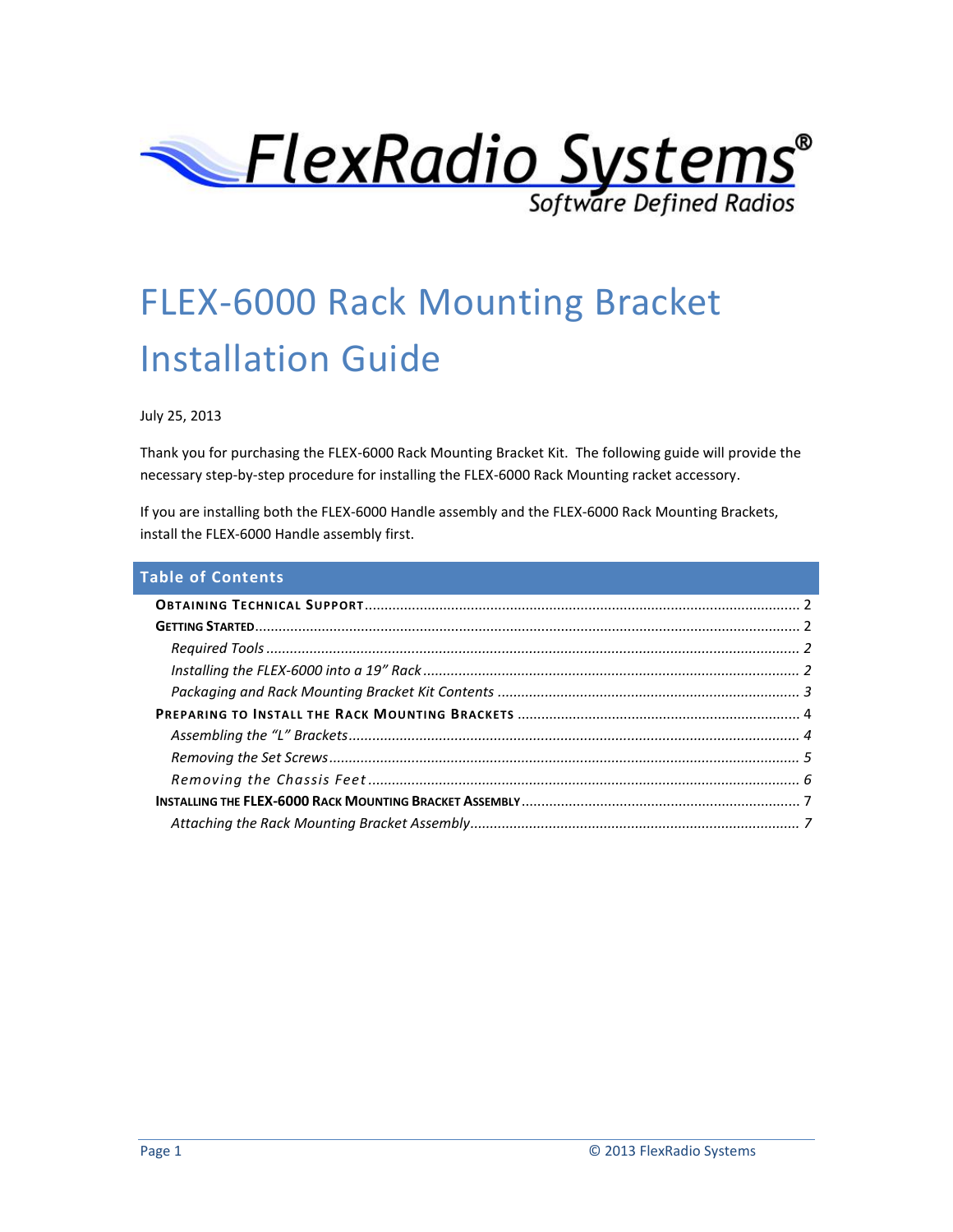FlexRadio Systems®
Software Defined Radios

# FLEX-6000 Rack Mounting Bracket Installation Guide

July 25, 2013

Thank you for purchasing the FLEX-6000 Rack Mounting Bracket Kit. The following guide will provide the necessary step-by-step procedure for installing the FLEX-6000 Rack Mounting racket accessory.

If you are installing both the FLEX-6000 Handle assembly and the FLEX-6000 Rack Mounting Brackets, install the FLEX-6000 Handle assembly first.

## Table of Contents

**Obtaining Technical Support** ........ 2
**Getting Started** ........ 2
- *Required Tools* ........ 2
- *Installing the FLEX-6000 into a 19" Rack* ........ 2
- *Packaging and Rack Mounting Bracket Kit Contents* ........ 3

**Preparing to Install the Rack Mounting Brackets** ........ 4
- *Assembling the "L" Brackets* ........ 4
- *Removing the Set Screws* ........ 5
- *Removing the Chassis Feet* ........ 6

**Installing the FLEX-6000 Rack Mounting Bracket Assembly** ........ 7
- *Attaching the Rack Mounting Bracket Assembly* ........ 7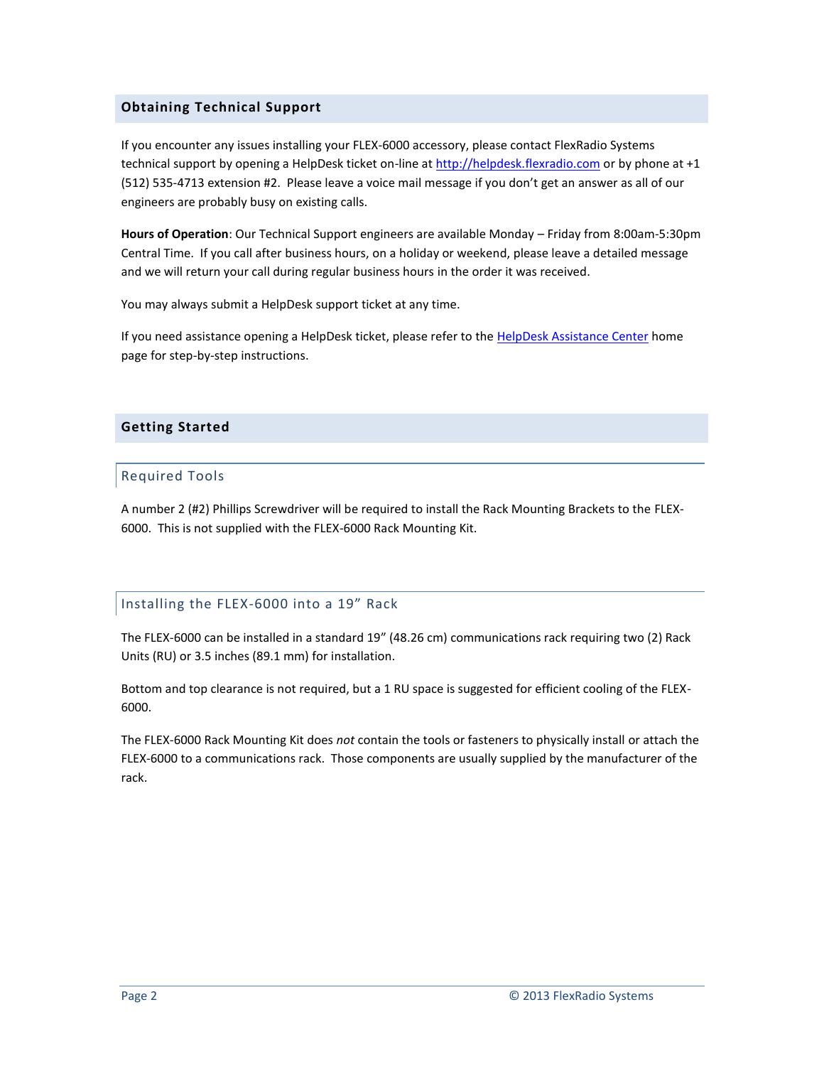## Obtaining Technical Support

If you encounter any issues installing your FLEX-6000 accessory, please contact FlexRadio Systems technical support by opening a HelpDesk ticket on-line at [http://helpdesk.flexradio.com](http://helpdesk.flexradio.com) or by phone at +1 (512) 535-4713 extension #2. Please leave a voice mail message if you don't get an answer as all of our engineers are probably busy on existing calls.

**Hours of Operation**: Our Technical Support engineers are available Monday – Friday from 8:00am-5:30pm Central Time. If you call after business hours, on a holiday or weekend, please leave a detailed message and we will return your call during regular business hours in the order it was received.

You may always submit a HelpDesk support ticket at any time.

If you need assistance opening a HelpDesk ticket, please refer to the HelpDesk Assistance Center home page for step-by-step instructions.

## Getting Started

### Required Tools

A number 2 (#2) Phillips Screwdriver will be required to install the Rack Mounting Brackets to the FLEX-6000. This is not supplied with the FLEX-6000 Rack Mounting Kit.

### Installing the FLEX-6000 into a 19" Rack

The FLEX-6000 can be installed in a standard 19" (48.26 cm) communications rack requiring two (2) Rack Units (RU) or 3.5 inches (89.1 mm) for installation.

Bottom and top clearance is not required, but a 1 RU space is suggested for efficient cooling of the FLEX-6000.

The FLEX-6000 Rack Mounting Kit does *not* contain the tools or fasteners to physically install or attach the FLEX-6000 to a communications rack. Those components are usually supplied by the manufacturer of the rack.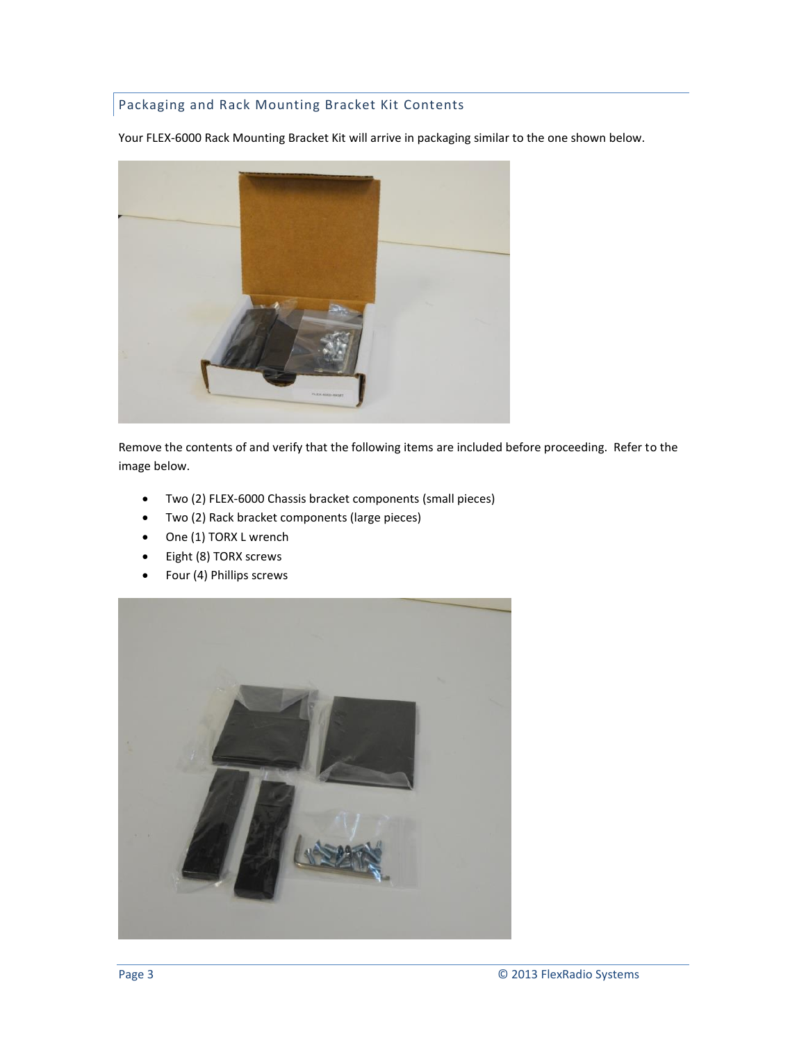## Packaging and Rack Mounting Bracket Kit Contents

Your FLEX-6000 Rack Mounting Bracket Kit will arrive in packaging similar to the one shown below.

Remove the contents of and verify that the following items are included before proceeding. Refer to the image below.

- Two (2) FLEX-6000 Chassis bracket components (small pieces)
- Two (2) Rack bracket components (large pieces)
- One (1) TORX L wrench
- Eight (8) TORX screws
- Four (4) Phillips screws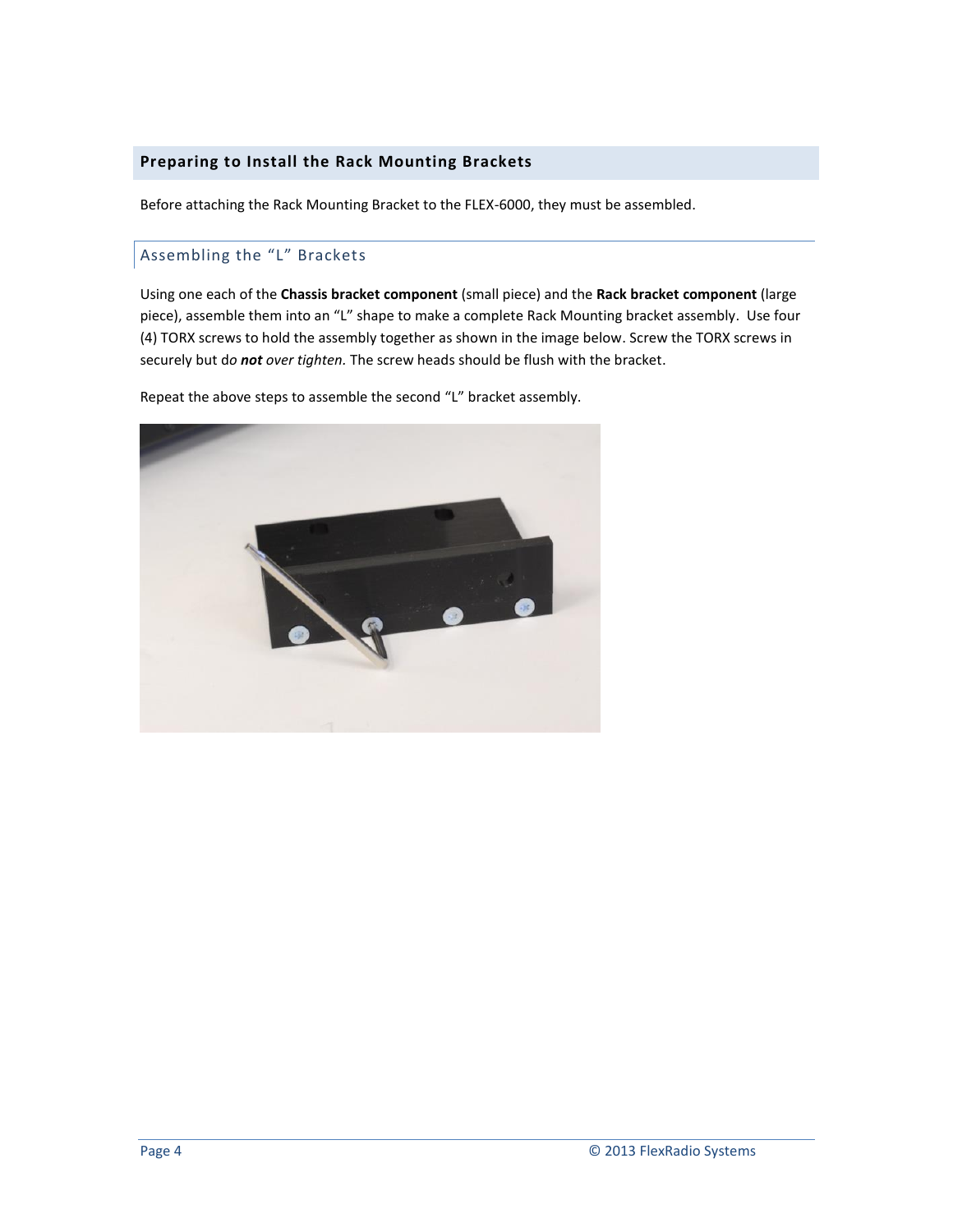## Preparing to Install the Rack Mounting Brackets

Before attaching the Rack Mounting Bracket to the FLEX-6000, they must be assembled.

### Assembling the "L" Brackets

Using one each of the **Chassis bracket component** (small piece) and the **Rack bracket component** (large piece), assemble them into an "L" shape to make a complete Rack Mounting bracket assembly. Use four (4) TORX screws to hold the assembly together as shown in the image below. Screw the TORX screws in securely but d*o **not** over tighten.* The screw heads should be flush with the bracket.

Repeat the above steps to assemble the second "L" bracket assembly.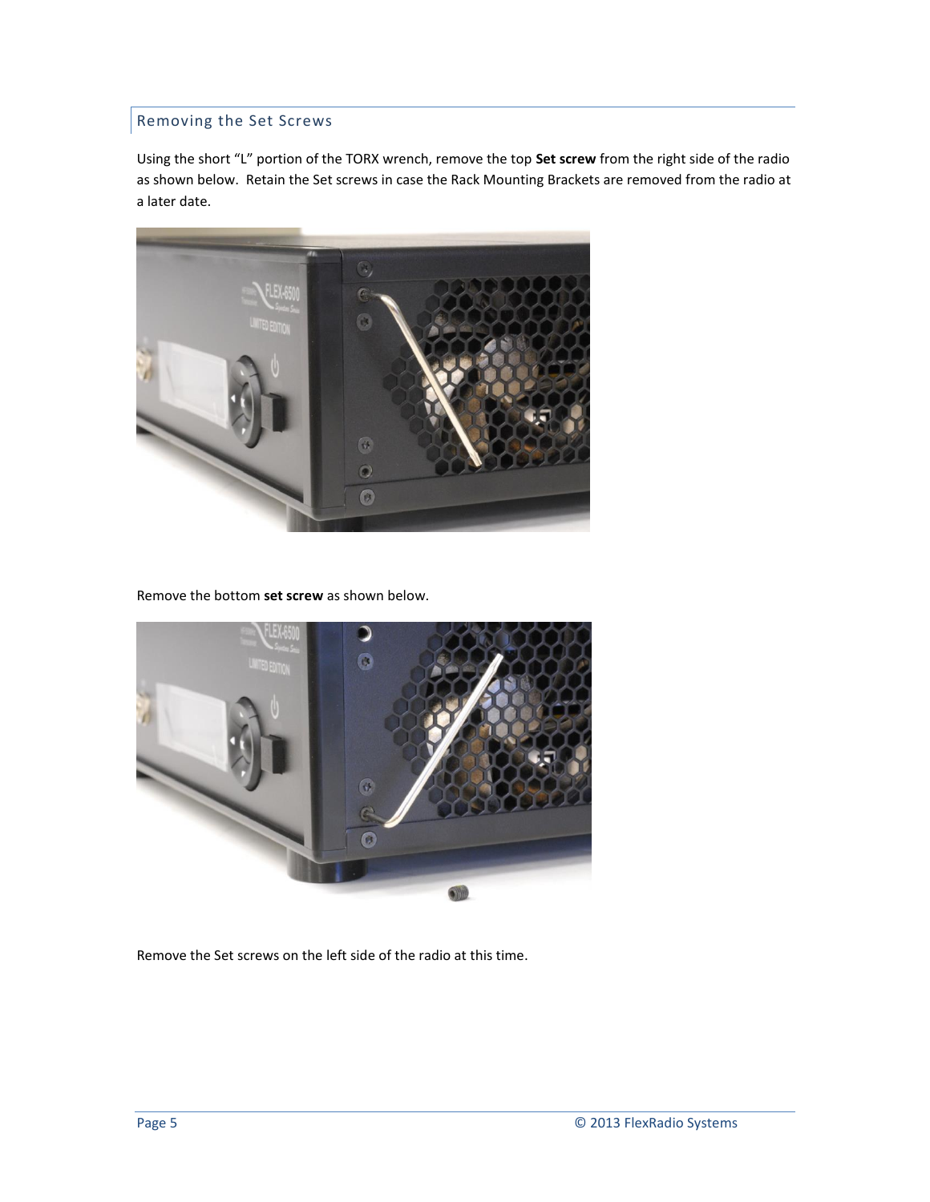## Removing the Set Screws

Using the short "L" portion of the TORX wrench, remove the top **Set screw** from the right side of the radio as shown below. Retain the Set screws in case the Rack Mounting Brackets are removed from the radio at a later date.

Remove the bottom **set screw** as shown below.

Remove the Set screws on the left side of the radio at this time.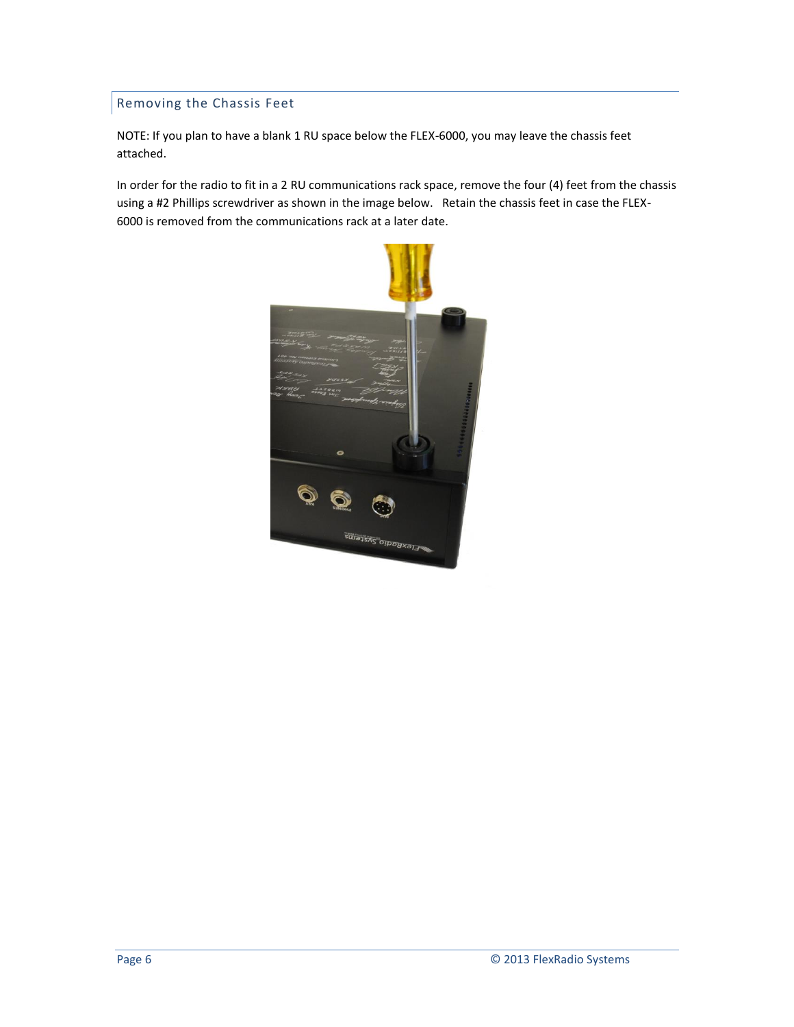## Removing the Chassis Feet

NOTE: If you plan to have a blank 1 RU space below the FLEX-6000, you may leave the chassis feet attached.

In order for the radio to fit in a 2 RU communications rack space, remove the four (4) feet from the chassis using a #2 Phillips screwdriver as shown in the image below. Retain the chassis feet in case the FLEX-6000 is removed from the communications rack at a later date.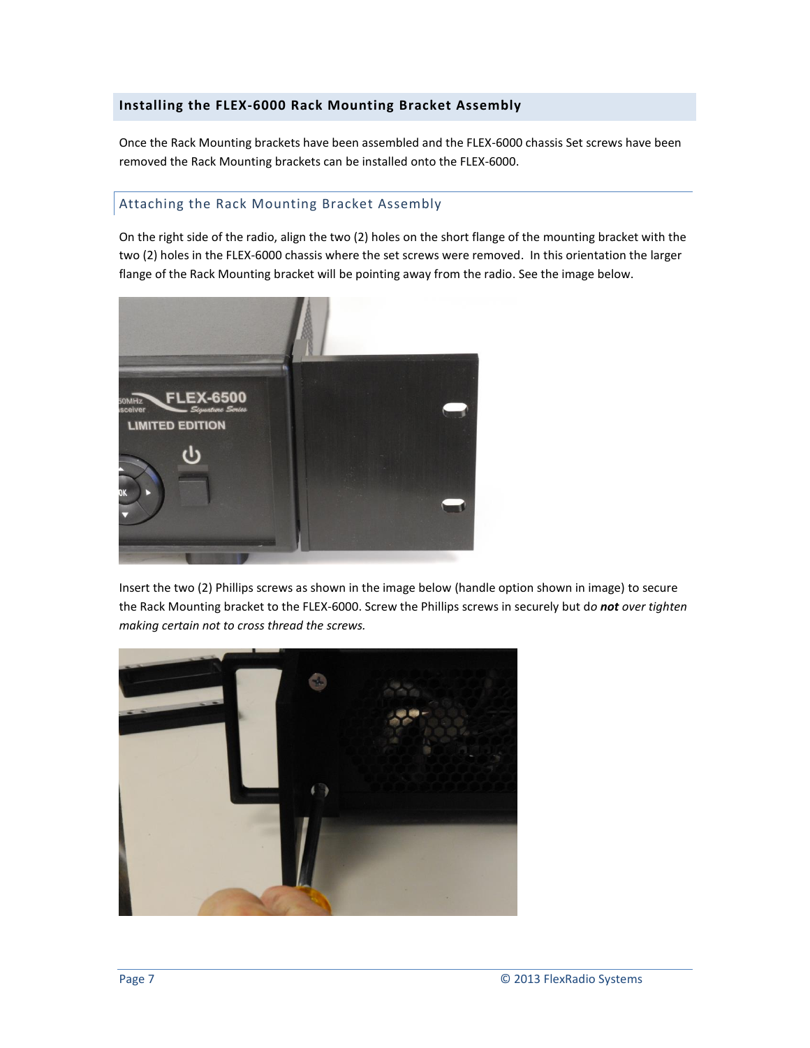## Installing the FLEX-6000 Rack Mounting Bracket Assembly

Once the Rack Mounting brackets have been assembled and the FLEX-6000 chassis Set screws have been removed the Rack Mounting brackets can be installed onto the FLEX-6000.

### Attaching the Rack Mounting Bracket Assembly

On the right side of the radio, align the two (2) holes on the short flange of the mounting bracket with the two (2) holes in the FLEX-6000 chassis where the set screws were removed. In this orientation the larger flange of the Rack Mounting bracket will be pointing away from the radio. See the image below.

Insert the two (2) Phillips screws as shown in the image below (handle option shown in image) to secure the Rack Mounting bracket to the FLEX-6000. Screw the Phillips screws in securely but d*o **not** over tighten making certain not to cross thread the screws.*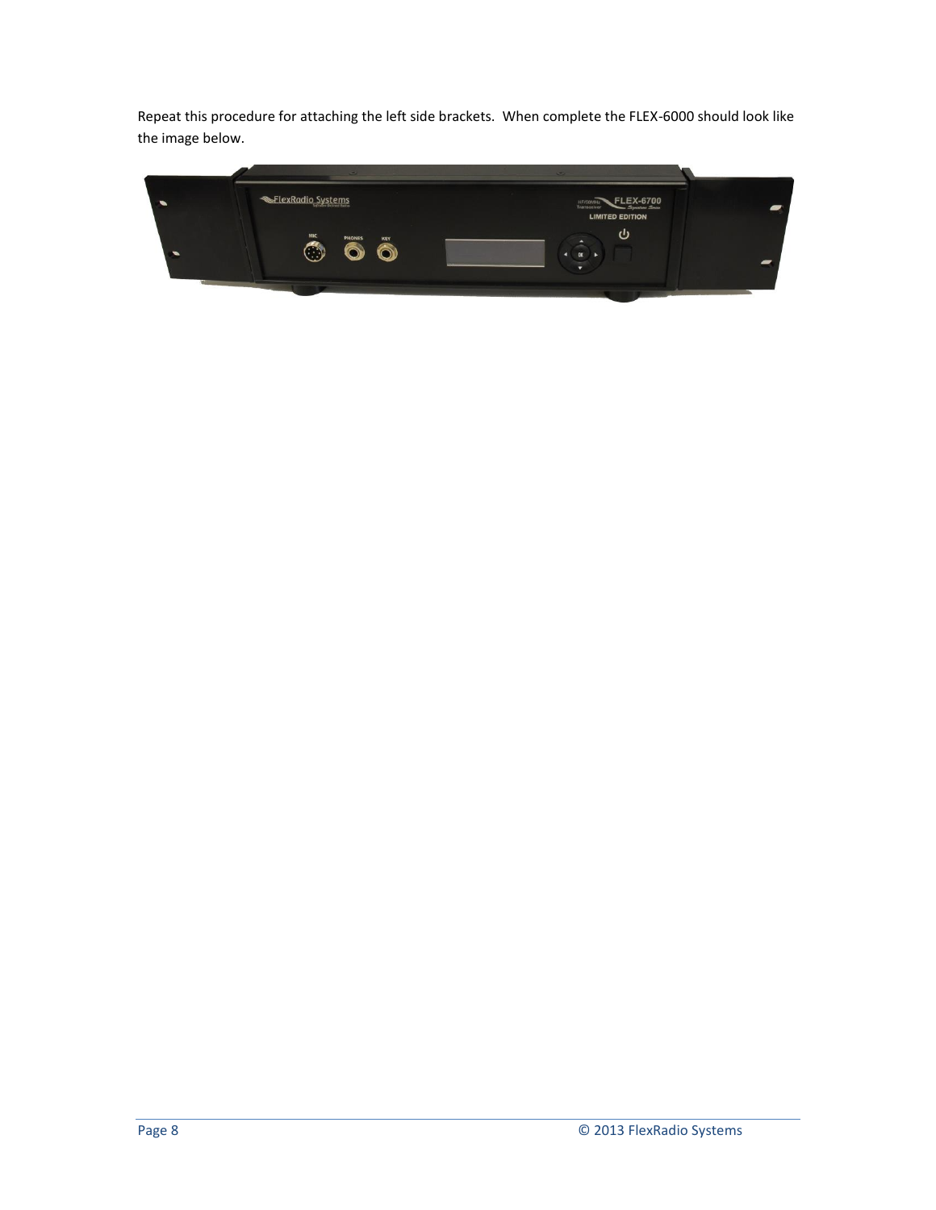Repeat this procedure for attaching the left side brackets. When complete the FLEX-6000 should look like the image below.